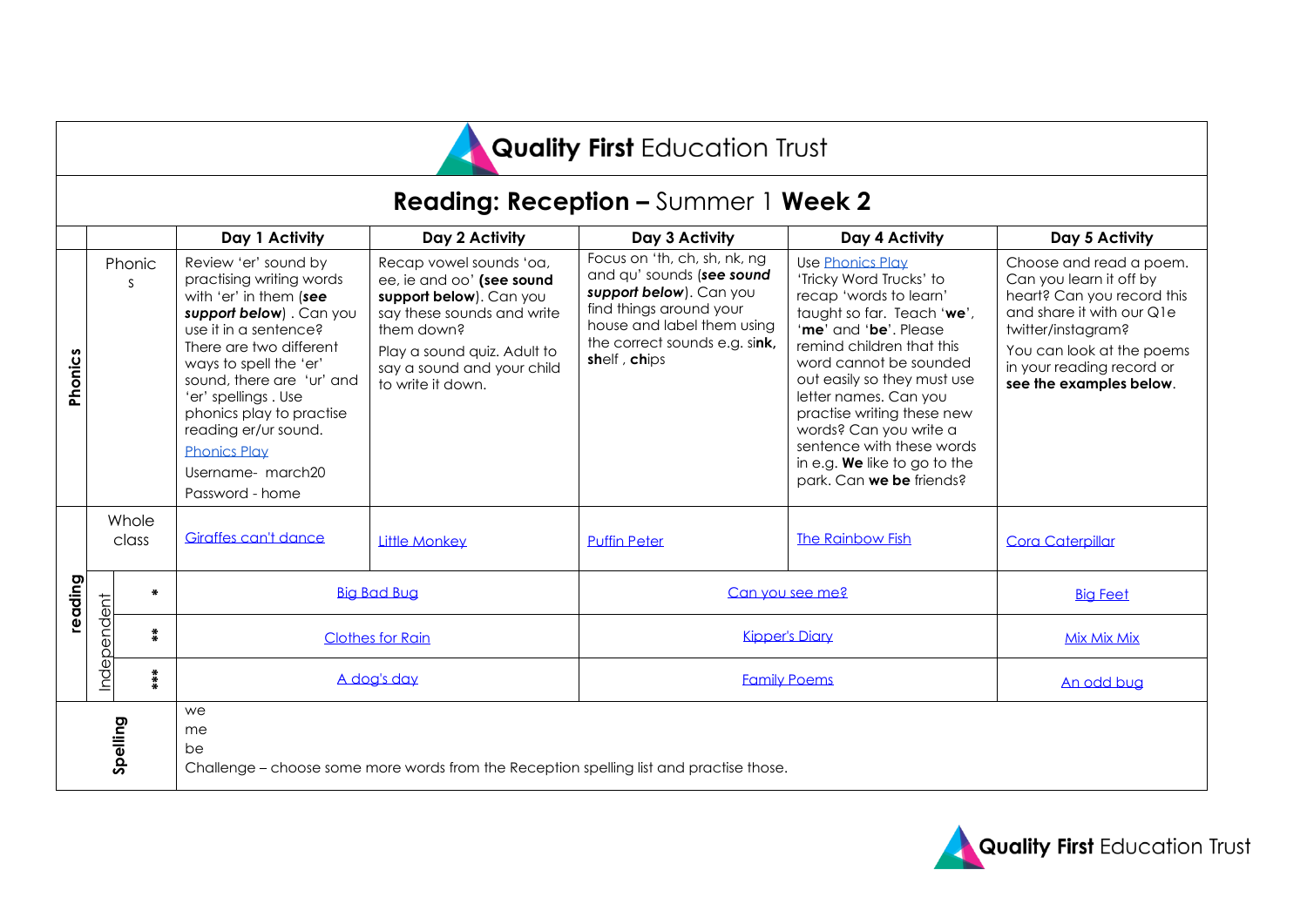# Quality First Education Trust

## Reading: Reception – Summer 1 Week 2

| | | | Day 1 Activity | Day 2 Activity | Day 3 Activity | Day 4 Activity | Day 5 Activity |
|---|---|---|---|---|---|---|---|
| **Phonics** | Phonics | | Review 'er' sound by practising writing words with 'er' in them (***see support below***) . Can you use it in a sentence? There are two different ways to spell the 'er' sound, there are 'ur' and 'er' spellings . Use phonics play to practise reading er/ur sound. Phonics Play Username- march20 Password - home | Recap vowel sounds 'oa, ee, ie and oo' **(see sound support below)**. Can you say these sounds and write them down? Play a sound quiz. Adult to say a sound and your child to write it down. | Focus on 'th, ch, sh, nk, ng and qu' sounds (***see sound support below***). Can you find things around your house and label them using the correct sounds e.g. si**nk**, **sh**elf , **ch**ips | Use Phonics Play 'Tricky Word Trucks' to recap 'words to learn' taught so far. Teach '**we**', '**me**' and '**be**'. Please remind children that this word cannot be sounded out easily so they must use letter names. Can you practise writing these new words? Can you write a sentence with these words in e.g. **We** like to go to the park. Can **we be** friends? | Choose and read a poem. Can you learn it off by heart? Can you record this and share it with our Q1e twitter/instagram? You can look at the poems in your reading record or **see the examples below**. |
| **reading** | Whole class | | Giraffes can't dance | Little Monkey | Puffin Peter | The Rainbow Fish | Cora Caterpillar |
| | Independent | * | Big Bad Bug | | Can you see me? | | Big Feet |
| | | ** | Clothes for Rain | | Kipper's Diary | | Mix Mix Mix |
| | | *** | A dog's day | | Family Poems | | An odd bug |
| **Spelling** | | | we<br>me<br>be<br>Challenge – choose some more words from the Reception spelling list and practise those. | | | | |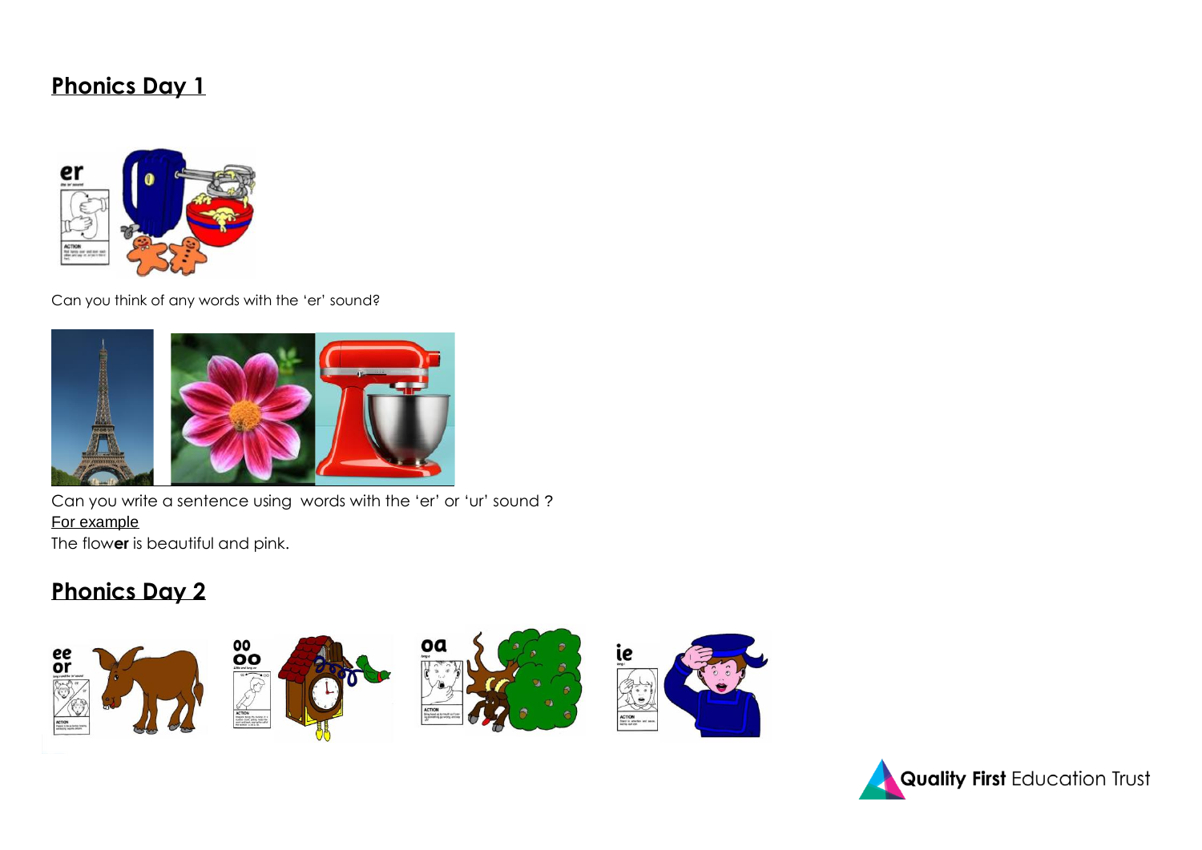## Phonics Day 1

Can you think of any words with the 'er' sound?

Can you write a sentence using words with the 'er' or 'ur' sound ?

For example

The flow**er** is beautiful and pink.

## Phonics Day 2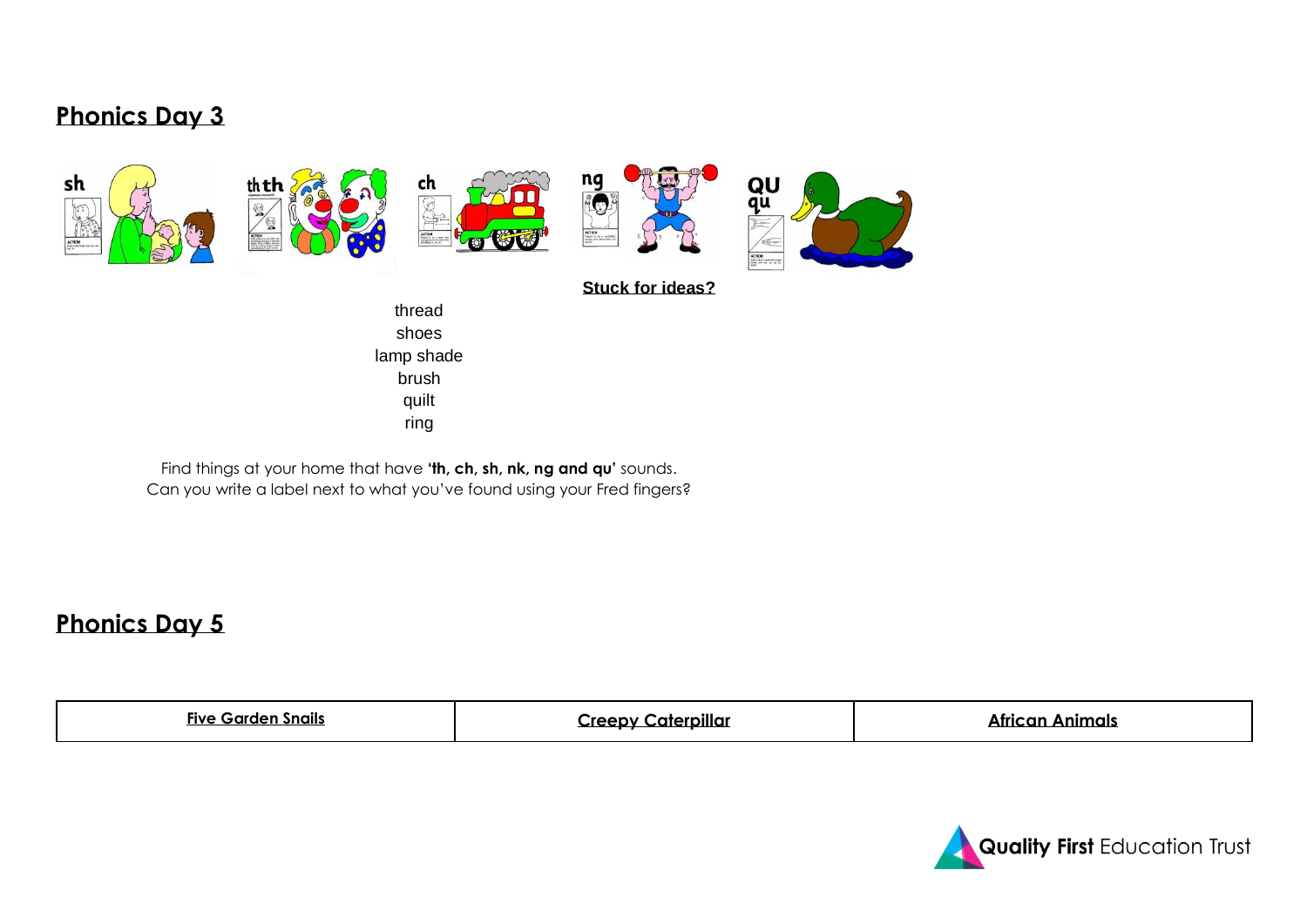## Phonics Day 3

**Stuck for ideas?**

thread
shoes
lamp shade
brush
quilt
ring

Find things at your home that have **'th, ch, sh, nk, ng and qu'** sounds.
Can you write a label next to what you've found using your Fred fingers?

## Phonics Day 5

| | | |
|---|---|---|
| Five Garden Snails | Creepy Caterpillar | African Animals |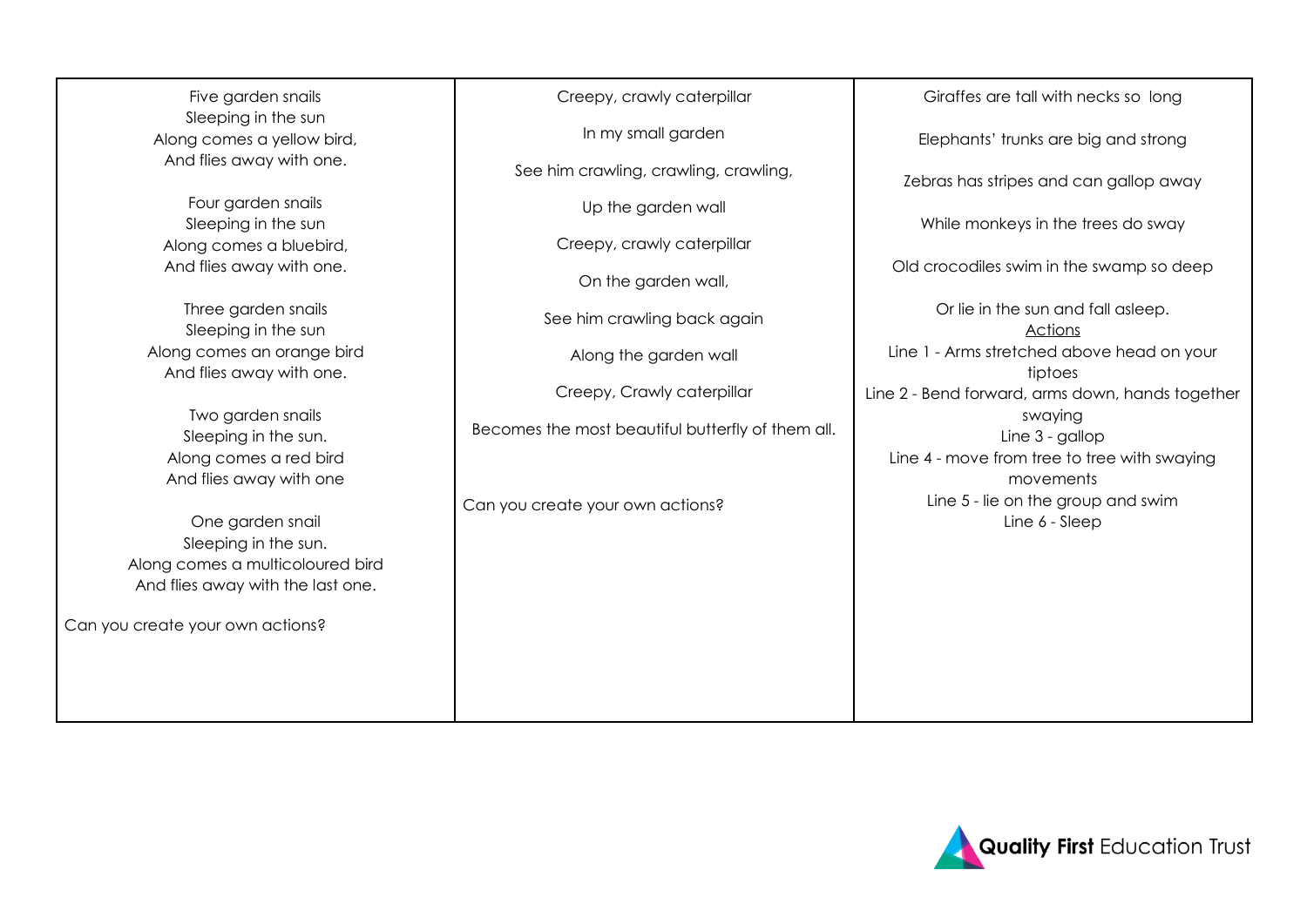Five garden snails
Sleeping in the sun
Along comes a yellow bird,
And flies away with one.

Four garden snails
Sleeping in the sun
Along comes a bluebird,
And flies away with one.

Three garden snails
Sleeping in the sun
Along comes an orange bird
And flies away with one.

Two garden snails
Sleeping in the sun.
Along comes a red bird
And flies away with one

One garden snail
Sleeping in the sun.
Along comes a multicoloured bird
And flies away with the last one.

Can you create your own actions?

Creepy, crawly caterpillar

In my small garden

See him crawling, crawling, crawling,

Up the garden wall

Creepy, crawly caterpillar

On the garden wall,

See him crawling back again

Along the garden wall

Creepy, Crawly caterpillar

Becomes the most beautiful butterfly of them all.

Can you create your own actions?

Giraffes are tall with necks so long

Elephants' trunks are big and strong

Zebras has stripes and can gallop away

While monkeys in the trees do sway

Old crocodiles swim in the swamp so deep

Or lie in the sun and fall asleep.

Actions

Line 1 - Arms stretched above head on your tiptoes
Line 2 - Bend forward, arms down, hands together swaying
Line 3 - gallop
Line 4 - move from tree to tree with swaying movements
Line 5 - lie on the group and swim
Line 6 - Sleep